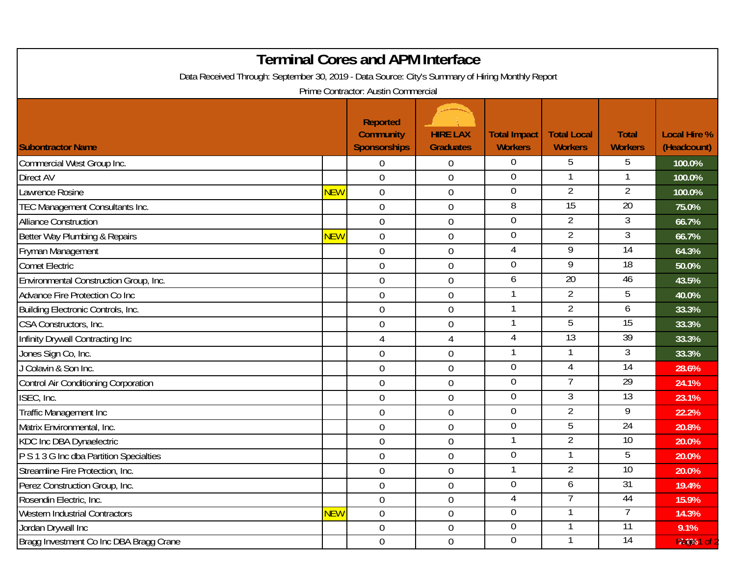# Terminal Cores and APM Interface

Data Received Through: September 30, 2019 - Data Source: City's Summary of Hiring Monthly Report

Prime Contractor: Austin Commercial

| Subontractor Name | | Reported Community Sponsorships | HIRE LAX Graduates | Total Impact Workers | Total Local Workers | Total Workers | Local Hire % (Headcount) |
|---|---|---|---|---|---|---|---|
| Commercial West Group Inc. | | 0 | 0 | 0 | 5 | 5 | 100.0% |
| Direct AV | | 0 | 0 | 0 | 1 | 1 | 100.0% |
| Lawrence Rosine | NEW | 0 | 0 | 0 | 2 | 2 | 100.0% |
| TEC Management Consultants Inc. | | 0 | 0 | 8 | 15 | 20 | 75.0% |
| Alliance Construction | | 0 | 0 | 0 | 2 | 3 | 66.7% |
| Better Way Plumbing & Repairs | NEW | 0 | 0 | 0 | 2 | 3 | 66.7% |
| Fryman Management | | 0 | 0 | 4 | 9 | 14 | 64.3% |
| Comet Electric | | 0 | 0 | 0 | 9 | 18 | 50.0% |
| Environmental Construction Group, Inc. | | 0 | 0 | 6 | 20 | 46 | 43.5% |
| Advance Fire Protection Co Inc | | 0 | 0 | 1 | 2 | 5 | 40.0% |
| Building Electronic Controls, Inc. | | 0 | 0 | 1 | 2 | 6 | 33.3% |
| CSA Constructors, Inc. | | 0 | 0 | 1 | 5 | 15 | 33.3% |
| Infinity Drywall Contracting Inc | | 4 | 4 | 4 | 13 | 39 | 33.3% |
| Jones Sign Co, Inc. | | 0 | 0 | 1 | 1 | 3 | 33.3% |
| J Colavin & Son Inc. | | 0 | 0 | 0 | 4 | 14 | 28.6% |
| Control Air Conditioning Corporation | | 0 | 0 | 0 | 7 | 29 | 24.1% |
| ISEC, Inc. | | 0 | 0 | 0 | 3 | 13 | 23.1% |
| Traffic Management Inc | | 0 | 0 | 0 | 2 | 9 | 22.2% |
| Matrix Environmental, Inc. | | 0 | 0 | 0 | 5 | 24 | 20.8% |
| KDC Inc DBA Dynaelectric | | 0 | 0 | 1 | 2 | 10 | 20.0% |
| P S 1 3 G Inc dba Partition Specialties | | 0 | 0 | 0 | 1 | 5 | 20.0% |
| Streamline Fire Protection, Inc. | | 0 | 0 | 1 | 2 | 10 | 20.0% |
| Perez Construction Group, Inc. | | 0 | 0 | 0 | 6 | 31 | 19.4% |
| Rosendin Electric, Inc. | | 0 | 0 | 4 | 7 | 44 | 15.9% |
| Western Industrial Contractors | NEW | 0 | 0 | 0 | 1 | 7 | 14.3% |
| Jordan Drywall Inc | | 0 | 0 | 0 | 1 | 11 | 9.1% |
| Bragg Investment Co Inc DBA Bragg Crane | | 0 | 0 | 0 | 1 | 14 | 7.1% |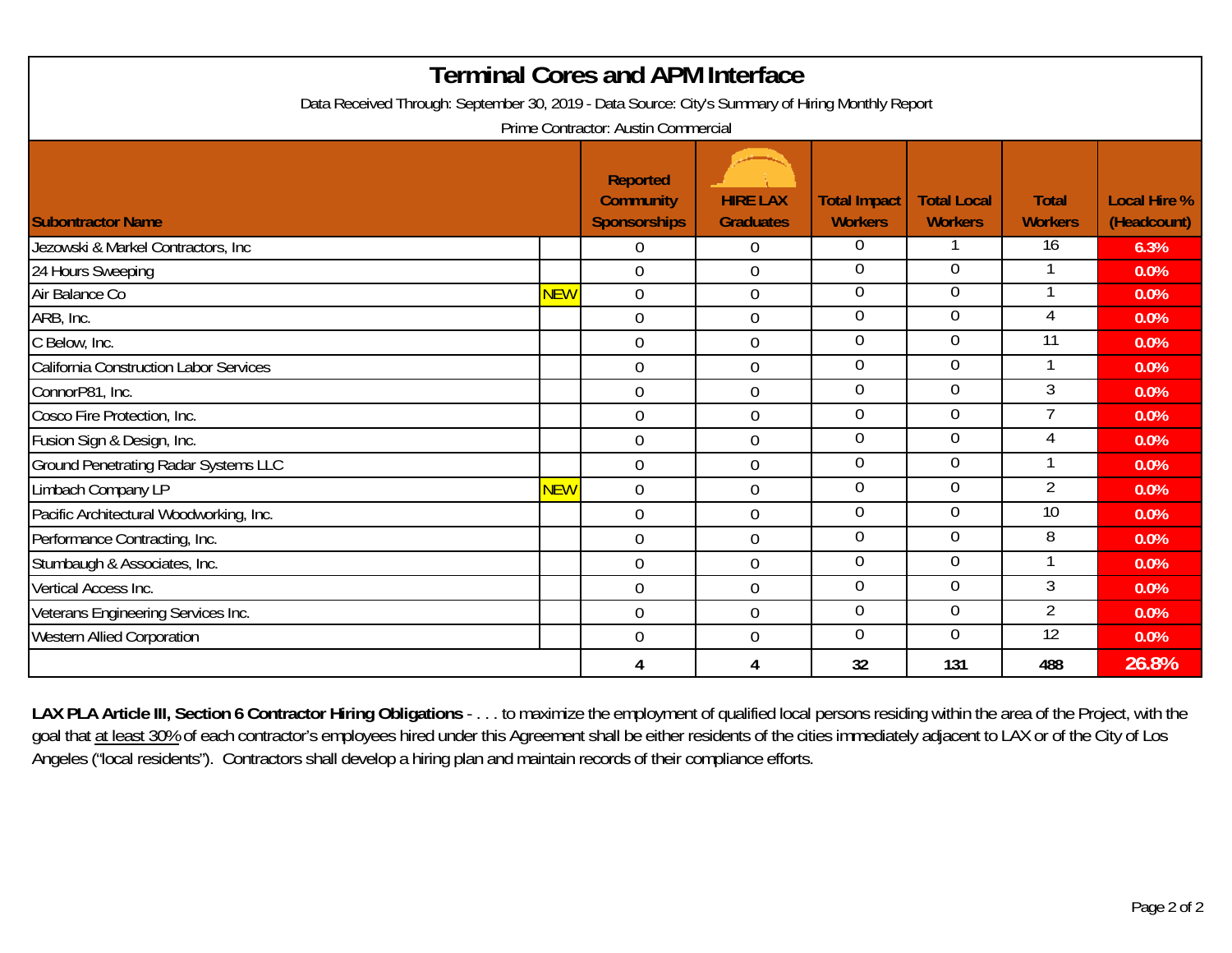# Terminal Cores and APM Interface

Data Received Through: September 30, 2019 - Data Source: City's Summary of Hiring Monthly Report

Prime Contractor: Austin Commercial

| Subcontractor Name | | Reported Community Sponsorships | HIRE LAX Graduates | Total Impact Workers | Total Local Workers | Total Workers | Local Hire % (Headcount) |
|---|---|---|---|---|---|---|---|
| Jezowski & Markel Contractors, Inc | | 0 | 0 | 0 | 1 | 16 | 6.3% |
| 24 Hours Sweeping | | 0 | 0 | 0 | 0 | 1 | 0.0% |
| Air Balance Co | NEW | 0 | 0 | 0 | 0 | 1 | 0.0% |
| ARB, Inc. | | 0 | 0 | 0 | 0 | 4 | 0.0% |
| C Below, Inc. | | 0 | 0 | 0 | 0 | 11 | 0.0% |
| California Construction Labor Services | | 0 | 0 | 0 | 0 | 1 | 0.0% |
| ConnorP81, Inc. | | 0 | 0 | 0 | 0 | 3 | 0.0% |
| Cosco Fire Protection, Inc. | | 0 | 0 | 0 | 0 | 7 | 0.0% |
| Fusion Sign & Design, Inc. | | 0 | 0 | 0 | 0 | 4 | 0.0% |
| Ground Penetrating Radar Systems LLC | | 0 | 0 | 0 | 0 | 1 | 0.0% |
| Limbach Company LP | NEW | 0 | 0 | 0 | 0 | 2 | 0.0% |
| Pacific Architectural Woodworking, Inc. | | 0 | 0 | 0 | 0 | 10 | 0.0% |
| Performance Contracting, Inc. | | 0 | 0 | 0 | 0 | 8 | 0.0% |
| Stumbaugh & Associates, Inc. | | 0 | 0 | 0 | 0 | 1 | 0.0% |
| Vertical Access Inc. | | 0 | 0 | 0 | 0 | 3 | 0.0% |
| Veterans Engineering Services Inc. | | 0 | 0 | 0 | 0 | 2 | 0.0% |
| Western Allied Corporation | | 0 | 0 | 0 | 0 | 12 | 0.0% |
| | | 4 | 4 | 32 | 131 | 488 | 26.8% |

**LAX PLA Article III, Section 6 Contractor Hiring Obligations** - . . . to maximize the employment of qualified local persons residing within the area of the Project, with the goal that at least 30% of each contractor's employees hired under this Agreement shall be either residents of the cities immediately adjacent to LAX or of the City of Los Angeles ("local residents"). Contractors shall develop a hiring plan and maintain records of their compliance efforts.